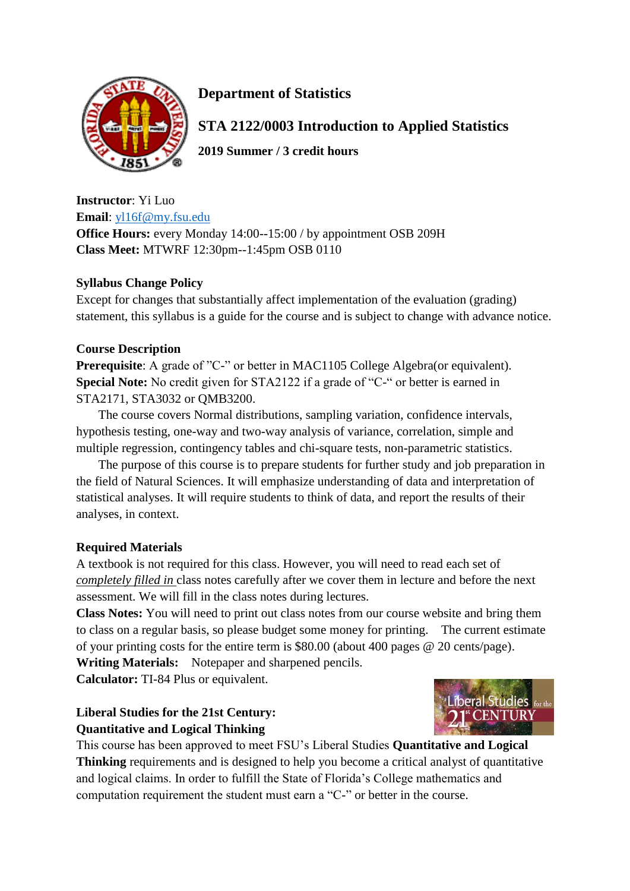# Department of Statistics

## STA 2122/0003 Introduction to Applied Statistics

**2019 Summer / 3 credit hours**

**Instructor**: Yi Luo
**Email**: yl16f@my.fsu.edu
**Office Hours:** every Monday 14:00--15:00 / by appointment OSB 209H
**Class Meet:** MTWRF 12:30pm--1:45pm OSB 0110

### Syllabus Change Policy

Except for changes that substantially affect implementation of the evaluation (grading) statement, this syllabus is a guide for the course and is subject to change with advance notice.

### Course Description

**Prerequisite**: A grade of "C-" or better in MAC1105 College Algebra(or equivalent).
**Special Note:** No credit given for STA2122 if a grade of "C-" or better is earned in STA2171, STA3032 or QMB3200.

The course covers Normal distributions, sampling variation, confidence intervals, hypothesis testing, one-way and two-way analysis of variance, correlation, simple and multiple regression, contingency tables and chi-square tests, non-parametric statistics.

The purpose of this course is to prepare students for further study and job preparation in the field of Natural Sciences. It will emphasize understanding of data and interpretation of statistical analyses. It will require students to think of data, and report the results of their analyses, in context.

### Required Materials

A textbook is not required for this class. However, you will need to read each set of *completely filled in* class notes carefully after we cover them in lecture and before the next assessment. We will fill in the class notes during lectures.
**Class Notes:** You will need to print out class notes from our course website and bring them to class on a regular basis, so please budget some money for printing. The current estimate of your printing costs for the entire term is $80.00 (about 400 pages @ 20 cents/page).
**Writing Materials:** Notepaper and sharpened pencils.
**Calculator:** TI-84 Plus or equivalent.

### Liberal Studies for the 21st Century: Quantitative and Logical Thinking

This course has been approved to meet FSU's Liberal Studies **Quantitative and Logical Thinking** requirements and is designed to help you become a critical analyst of quantitative and logical claims. In order to fulfill the State of Florida's College mathematics and computation requirement the student must earn a "C-" or better in the course.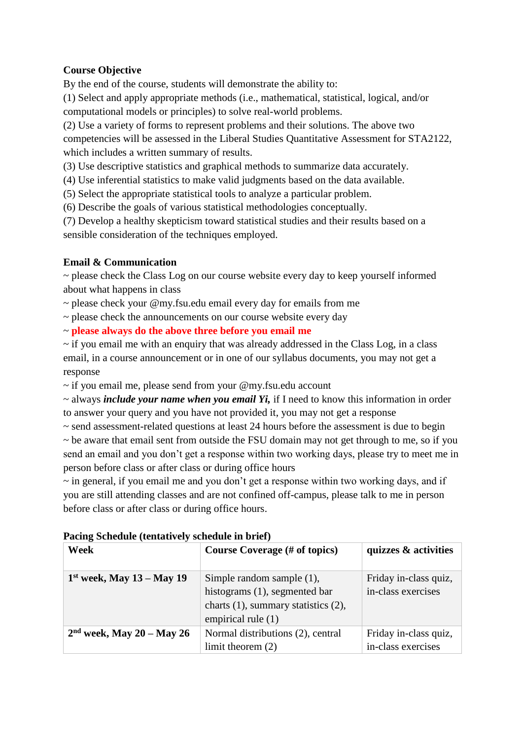**Course Objective**

By the end of the course, students will demonstrate the ability to:

(1) Select and apply appropriate methods (i.e., mathematical, statistical, logical, and/or computational models or principles) to solve real-world problems.

(2) Use a variety of forms to represent problems and their solutions. The above two competencies will be assessed in the Liberal Studies Quantitative Assessment for STA2122, which includes a written summary of results.

(3) Use descriptive statistics and graphical methods to summarize data accurately.

(4) Use inferential statistics to make valid judgments based on the data available.

(5) Select the appropriate statistical tools to analyze a particular problem.

(6) Describe the goals of various statistical methodologies conceptually.

(7) Develop a healthy skepticism toward statistical studies and their results based on a sensible consideration of the techniques employed.

**Email & Communication**

~ please check the Class Log on our course website every day to keep yourself informed about what happens in class

~ please check your @my.fsu.edu email every day for emails from me

~ please check the announcements on our course website every day

~ **please always do the above three before you email me**

~ if you email me with an enquiry that was already addressed in the Class Log, in a class email, in a course announcement or in one of our syllabus documents, you may not get a response

~ if you email me, please send from your @my.fsu.edu account

~ always ***include your name when you email Yi,*** if I need to know this information in order to answer your query and you have not provided it, you may not get a response

~ send assessment-related questions at least 24 hours before the assessment is due to begin

~ be aware that email sent from outside the FSU domain may not get through to me, so if you send an email and you don't get a response within two working days, please try to meet me in person before class or after class or during office hours

~ in general, if you email me and you don't get a response within two working days, and if you are still attending classes and are not confined off-campus, please talk to me in person before class or after class or during office hours.

**Pacing Schedule (tentatively schedule in brief)**

| Week | Course Coverage (# of topics) | quizzes & activities |
|---|---|---|
| 1st week, May 13 – May 19 | Simple random sample (1), histograms (1), segmented bar charts (1), summary statistics (2), empirical rule (1) | Friday in-class quiz, in-class exercises |
| 2nd week, May 20 – May 26 | Normal distributions (2), central limit theorem (2) | Friday in-class quiz, in-class exercises |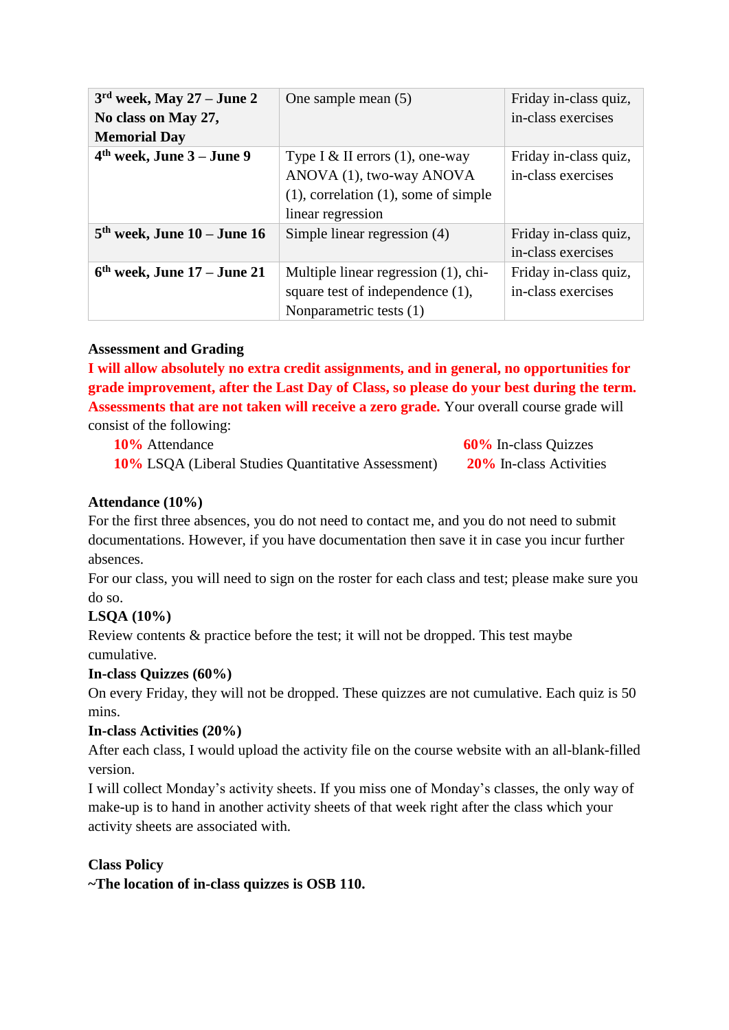| | | |
|---|---|---|
| **3[rd] week, May 27 – June 2 No class on May 27, Memorial Day** | One sample mean (5) | Friday in-class quiz, in-class exercises |
| **4[th] week, June 3 – June 9** | Type I & II errors (1), one-way ANOVA (1), two-way ANOVA (1), correlation (1), some of simple linear regression | Friday in-class quiz, in-class exercises |
| **5[th] week, June 10 – June 16** | Simple linear regression (4) | Friday in-class quiz, in-class exercises |
| **6[th] week, June 17 – June 21** | Multiple linear regression (1), chi-square test of independence (1), Nonparametric tests (1) | Friday in-class quiz, in-class exercises |

**Assessment and Grading**

**I will allow absolutely no extra credit assignments, and in general, no opportunities for grade improvement, after the Last Day of Class, so please do your best during the term. Assessments that are not taken will receive a zero grade.** Your overall course grade will consist of the following:

- **10%** Attendance
- **10%** LSQA (Liberal Studies Quantitative Assessment)
- **60%** In-class Quizzes
- **20%** In-class Activities

**Attendance (10%)**

For the first three absences, you do not need to contact me, and you do not need to submit documentations. However, if you have documentation then save it in case you incur further absences.

For our class, you will need to sign on the roster for each class and test; please make sure you do so.

**LSQA (10%)**

Review contents & practice before the test; it will not be dropped. This test maybe cumulative.

**In-class Quizzes (60%)**

On every Friday, they will not be dropped. These quizzes are not cumulative. Each quiz is 50 mins.

**In-class Activities (20%)**

After each class, I would upload the activity file on the course website with an all-blank-filled version.

I will collect Monday's activity sheets. If you miss one of Monday's classes, the only way of make-up is to hand in another activity sheets of that week right after the class which your activity sheets are associated with.

**Class Policy**

**~The location of in-class quizzes is OSB 110.**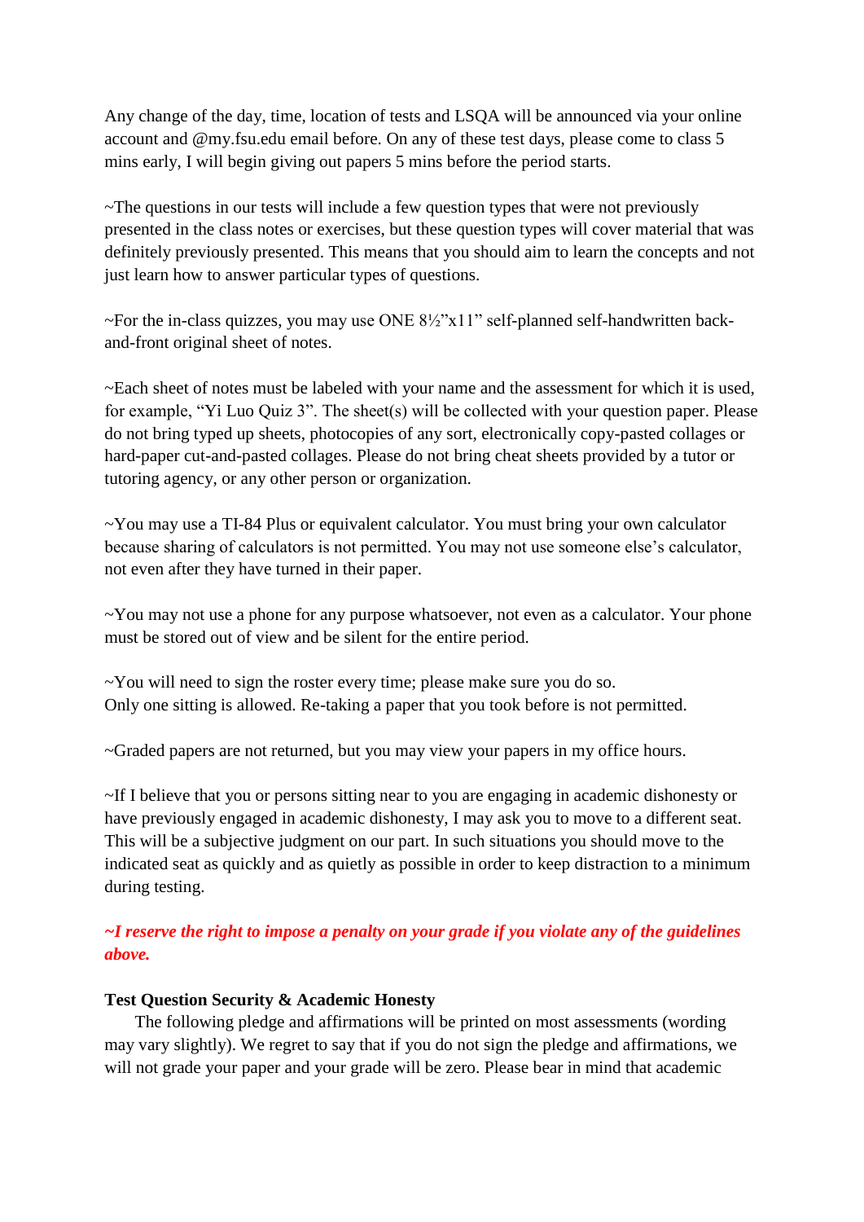Any change of the day, time, location of tests and LSQA will be announced via your online account and @my.fsu.edu email before. On any of these test days, please come to class 5 mins early, I will begin giving out papers 5 mins before the period starts.

~The questions in our tests will include a few question types that were not previously presented in the class notes or exercises, but these question types will cover material that was definitely previously presented. This means that you should aim to learn the concepts and not just learn how to answer particular types of questions.

~For the in-class quizzes, you may use ONE 8½"x11" self-planned self-handwritten back-and-front original sheet of notes.

~Each sheet of notes must be labeled with your name and the assessment for which it is used, for example, "Yi Luo Quiz 3". The sheet(s) will be collected with your question paper. Please do not bring typed up sheets, photocopies of any sort, electronically copy-pasted collages or hard-paper cut-and-pasted collages. Please do not bring cheat sheets provided by a tutor or tutoring agency, or any other person or organization.

~You may use a TI-84 Plus or equivalent calculator. You must bring your own calculator because sharing of calculators is not permitted. You may not use someone else's calculator, not even after they have turned in their paper.

~You may not use a phone for any purpose whatsoever, not even as a calculator. Your phone must be stored out of view and be silent for the entire period.

~You will need to sign the roster every time; please make sure you do so.
Only one sitting is allowed. Re-taking a paper that you took before is not permitted.

~Graded papers are not returned, but you may view your papers in my office hours.

~If I believe that you or persons sitting near to you are engaging in academic dishonesty or have previously engaged in academic dishonesty, I may ask you to move to a different seat. This will be a subjective judgment on our part. In such situations you should move to the indicated seat as quickly and as quietly as possible in order to keep distraction to a minimum during testing.

***~I reserve the right to impose a penalty on your grade if you violate any of the guidelines above.***

**Test Question Security & Academic Honesty**

The following pledge and affirmations will be printed on most assessments (wording may vary slightly). We regret to say that if you do not sign the pledge and affirmations, we will not grade your paper and your grade will be zero. Please bear in mind that academic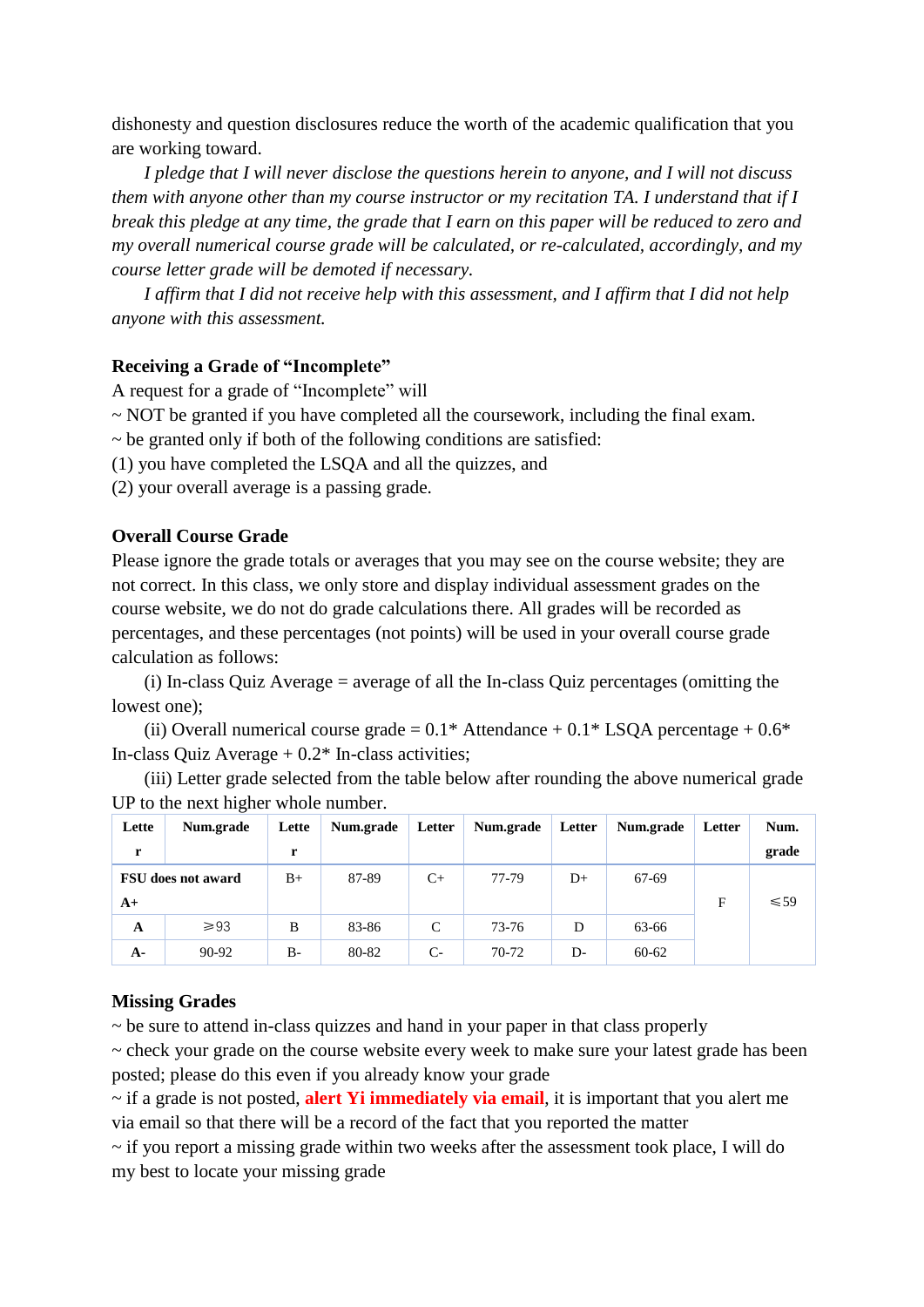dishonesty and question disclosures reduce the worth of the academic qualification that you are working toward.

*I pledge that I will never disclose the questions herein to anyone, and I will not discuss them with anyone other than my course instructor or my recitation TA. I understand that if I break this pledge at any time, the grade that I earn on this paper will be reduced to zero and my overall numerical course grade will be calculated, or re-calculated, accordingly, and my course letter grade will be demoted if necessary.*

*I affirm that I did not receive help with this assessment, and I affirm that I did not help anyone with this assessment.*

**Receiving a Grade of "Incomplete"**

A request for a grade of "Incomplete" will

~ NOT be granted if you have completed all the coursework, including the final exam.

~ be granted only if both of the following conditions are satisfied:

(1) you have completed the LSQA and all the quizzes, and

(2) your overall average is a passing grade.

**Overall Course Grade**

Please ignore the grade totals or averages that you may see on the course website; they are not correct. In this class, we only store and display individual assessment grades on the course website, we do not do grade calculations there. All grades will be recorded as percentages, and these percentages (not points) will be used in your overall course grade calculation as follows:

(i) In-class Quiz Average = average of all the In-class Quiz percentages (omitting the lowest one);

(ii) Overall numerical course grade = 0.1* Attendance + 0.1* LSQA percentage + 0.6* In-class Quiz Average + 0.2* In-class activities;

(iii) Letter grade selected from the table below after rounding the above numerical grade UP to the next higher whole number.

| Letter | Num.grade | Letter | Num.grade | Letter | Num.grade | Letter | Num.grade | Letter | Num. grade |
|---|---|---|---|---|---|---|---|---|---|
| FSU does not award A+ | | B+ | 87-89 | C+ | 77-79 | D+ | 67-69 | F | ≤59 |
| A | ≥93 | B | 83-86 | C | 73-76 | D | 63-66 | | |
| A- | 90-92 | B- | 80-82 | C- | 70-72 | D- | 60-62 | | |

**Missing Grades**

~ be sure to attend in-class quizzes and hand in your paper in that class properly

~ check your grade on the course website every week to make sure your latest grade has been posted; please do this even if you already know your grade

~ if a grade is not posted, **alert Yi immediately via email**, it is important that you alert me via email so that there will be a record of the fact that you reported the matter

~ if you report a missing grade within two weeks after the assessment took place, I will do my best to locate your missing grade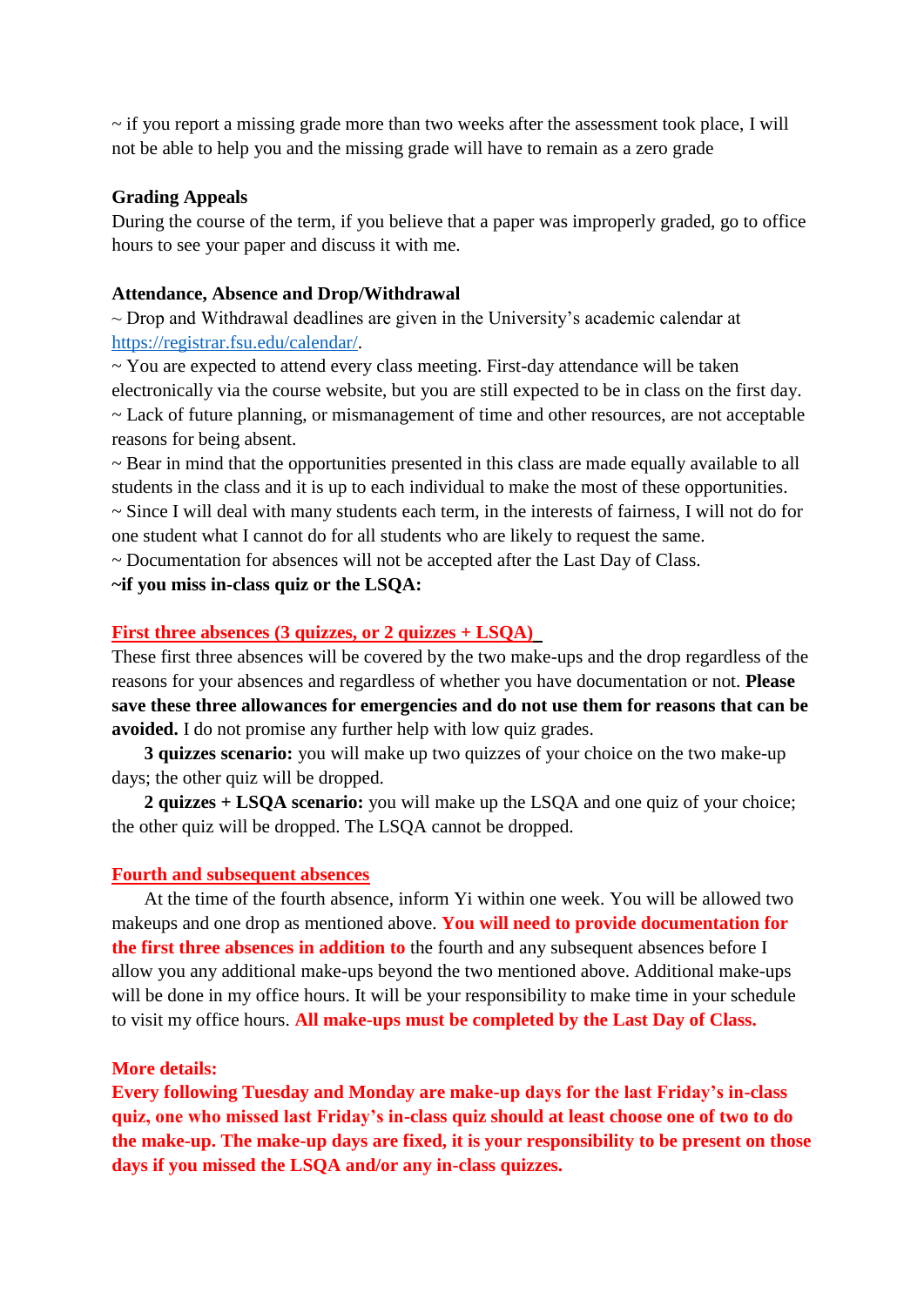~ if you report a missing grade more than two weeks after the assessment took place, I will not be able to help you and the missing grade will have to remain as a zero grade

**Grading Appeals**

During the course of the term, if you believe that a paper was improperly graded, go to office hours to see your paper and discuss it with me.

**Attendance, Absence and Drop/Withdrawal**

~ Drop and Withdrawal deadlines are given in the University's academic calendar at https://registrar.fsu.edu/calendar/.

~ You are expected to attend every class meeting. First-day attendance will be taken electronically via the course website, but you are still expected to be in class on the first day.

~ Lack of future planning, or mismanagement of time and other resources, are not acceptable reasons for being absent.

~ Bear in mind that the opportunities presented in this class are made equally available to all students in the class and it is up to each individual to make the most of these opportunities.

~ Since I will deal with many students each term, in the interests of fairness, I will not do for one student what I cannot do for all students who are likely to request the same.

~ Documentation for absences will not be accepted after the Last Day of Class.

**~if you miss in-class quiz or the LSQA:**

**First three absences (3 quizzes, or 2 quizzes + LSQA)**

These first three absences will be covered by the two make-ups and the drop regardless of the reasons for your absences and regardless of whether you have documentation or not. **Please save these three allowances for emergencies and do not use them for reasons that can be avoided.** I do not promise any further help with low quiz grades.

**3 quizzes scenario:** you will make up two quizzes of your choice on the two make-up days; the other quiz will be dropped.

**2 quizzes + LSQA scenario:** you will make up the LSQA and one quiz of your choice; the other quiz will be dropped. The LSQA cannot be dropped.

**Fourth and subsequent absences**

At the time of the fourth absence, inform Yi within one week. You will be allowed two makeups and one drop as mentioned above. **You will need to provide documentation for the first three absences in addition to** the fourth and any subsequent absences before I allow you any additional make-ups beyond the two mentioned above. Additional make-ups will be done in my office hours. It will be your responsibility to make time in your schedule to visit my office hours. **All make-ups must be completed by the Last Day of Class.**

**More details:**

**Every following Tuesday and Monday are make-up days for the last Friday's in-class quiz, one who missed last Friday's in-class quiz should at least choose one of two to do the make-up. The make-up days are fixed, it is your responsibility to be present on those days if you missed the LSQA and/or any in-class quizzes.**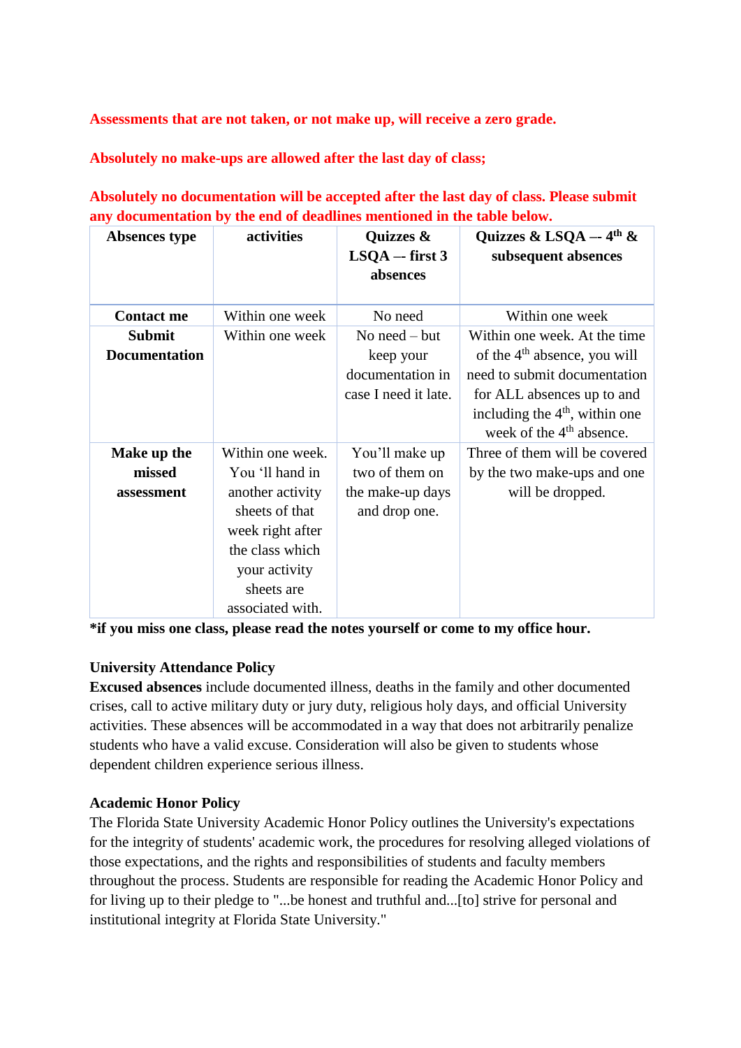**Assessments that are not taken, or not make up, will receive a zero grade.**

**Absolutely no make-ups are allowed after the last day of class;**

**Absolutely no documentation will be accepted after the last day of class. Please submit any documentation by the end of deadlines mentioned in the table below.**

| Absences type | activities | Quizzes & LSQA –- first 3 absences | Quizzes & LSQA –- 4th & subsequent absences |
|---|---|---|---|
| **Contact me** | Within one week | No need | Within one week |
| **Submit Documentation** | Within one week | No need – but keep your documentation in case I need it late. | Within one week. At the time of the 4th absence, you will need to submit documentation for ALL absences up to and including the 4th, within one week of the 4th absence. |
| **Make up the missed assessment** | Within one week. You ‘ll hand in another activity sheets of that week right after the class which your activity sheets are associated with. | You’ll make up two of them on the make-up days and drop one. | Three of them will be covered by the two make-ups and one will be dropped. |

**\*if you miss one class, please read the notes yourself or come to my office hour.**

**University Attendance Policy**

**Excused absences** include documented illness, deaths in the family and other documented crises, call to active military duty or jury duty, religious holy days, and official University activities. These absences will be accommodated in a way that does not arbitrarily penalize students who have a valid excuse. Consideration will also be given to students whose dependent children experience serious illness.

**Academic Honor Policy**

The Florida State University Academic Honor Policy outlines the University's expectations for the integrity of students' academic work, the procedures for resolving alleged violations of those expectations, and the rights and responsibilities of students and faculty members throughout the process. Students are responsible for reading the Academic Honor Policy and for living up to their pledge to "...be honest and truthful and...[to] strive for personal and institutional integrity at Florida State University."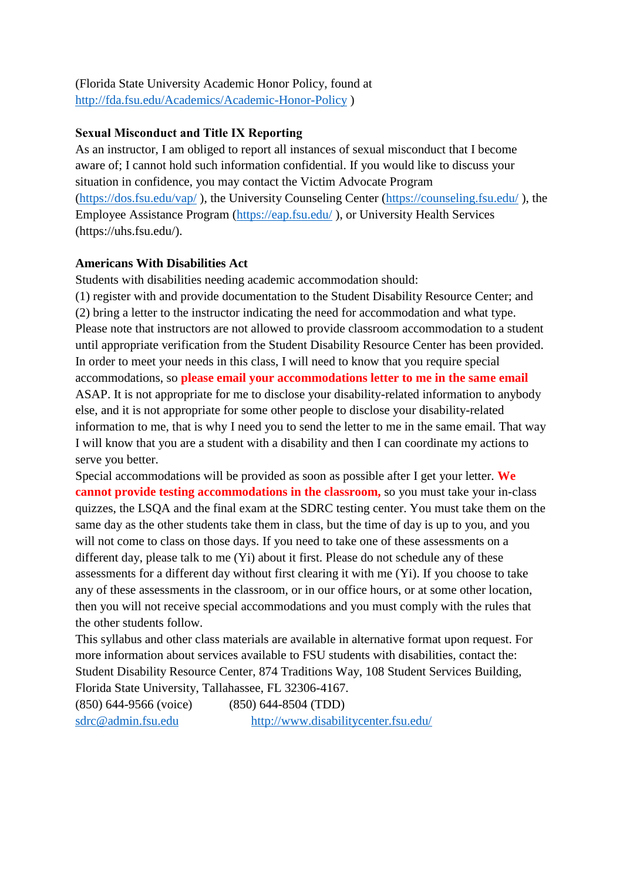(Florida State University Academic Honor Policy, found at http://fda.fsu.edu/Academics/Academic-Honor-Policy )

**Sexual Misconduct and Title IX Reporting**

As an instructor, I am obliged to report all instances of sexual misconduct that I become aware of; I cannot hold such information confidential. If you would like to discuss your situation in confidence, you may contact the Victim Advocate Program (https://dos.fsu.edu/vap/ ), the University Counseling Center (https://counseling.fsu.edu/ ), the Employee Assistance Program (https://eap.fsu.edu/ ), or University Health Services (https://uhs.fsu.edu/).

**Americans With Disabilities Act**

Students with disabilities needing academic accommodation should:
(1) register with and provide documentation to the Student Disability Resource Center; and
(2) bring a letter to the instructor indicating the need for accommodation and what type.
Please note that instructors are not allowed to provide classroom accommodation to a student until appropriate verification from the Student Disability Resource Center has been provided. In order to meet your needs in this class, I will need to know that you require special accommodations, so **please email your accommodations letter to me in the same email** ASAP. It is not appropriate for me to disclose your disability-related information to anybody else, and it is not appropriate for some other people to disclose your disability-related information to me, that is why I need you to send the letter to me in the same email. That way I will know that you are a student with a disability and then I can coordinate my actions to serve you better.

Special accommodations will be provided as soon as possible after I get your letter. **We cannot provide testing accommodations in the classroom,** so you must take your in-class quizzes, the LSQA and the final exam at the SDRC testing center. You must take them on the same day as the other students take them in class, but the time of day is up to you, and you will not come to class on those days. If you need to take one of these assessments on a different day, please talk to me (Yi) about it first. Please do not schedule any of these assessments for a different day without first clearing it with me (Yi). If you choose to take any of these assessments in the classroom, or in our office hours, or at some other location, then you will not receive special accommodations and you must comply with the rules that the other students follow.

This syllabus and other class materials are available in alternative format upon request. For more information about services available to FSU students with disabilities, contact the:
Student Disability Resource Center, 874 Traditions Way, 108 Student Services Building, Florida State University, Tallahassee, FL 32306-4167.
(850) 644-9566 (voice)    (850) 644-8504 (TDD)
sdrc@admin.fsu.edu    http://www.disabilitycenter.fsu.edu/